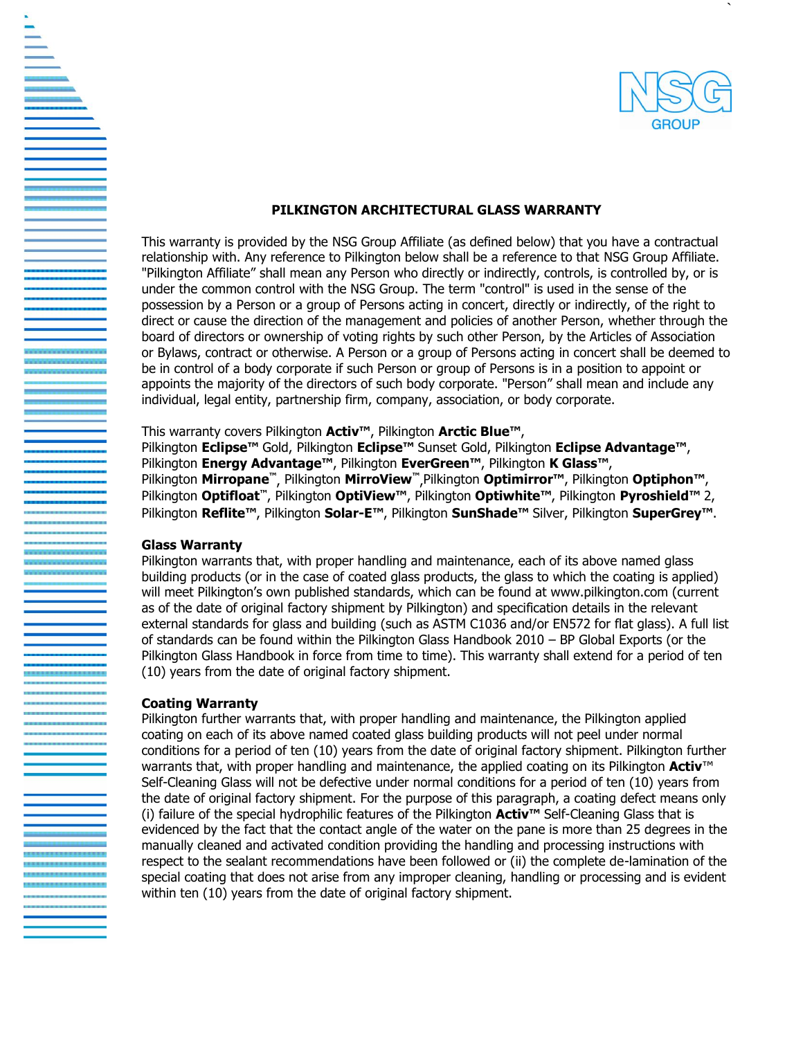# PILKINGTON ARCHITECTURAL GLASS WARRANTY

This warranty is provided by the NSG Group Affiliate (as defined below) that you have a contractual relationship with. Any reference to Pilkington below shall be a reference to that NSG Group Affiliate. "Pilkington Affiliate" shall mean any Person who directly or indirectly, controls, is controlled by, or is under the common control with the NSG Group. The term "control" is used in the sense of the possession by a Person or a group of Persons acting in concert, directly or indirectly, of the right to direct or cause the direction of the management and policies of another Person, whether through the board of directors or ownership of voting rights by such other Person, by the Articles of Association or Bylaws, contract or otherwise. A Person or a group of Persons acting in concert shall be deemed to be in control of a body corporate if such Person or group of Persons is in a position to appoint or appoints the majority of the directors of such body corporate. "Person" shall mean and include any individual, legal entity, partnership firm, company, association, or body corporate.

This warranty covers Pilkington **Activ™**, Pilkington **Arctic Blue™**, Pilkington **Eclipse™** Gold, Pilkington **Eclipse™** Sunset Gold, Pilkington **Eclipse Advantage™**, Pilkington **Energy Advantage™**, Pilkington **EverGreen™**, Pilkington **K Glass™**, Pilkington **Mirropane™**, Pilkington **MirroView™**,Pilkington **Optimirror™**, Pilkington **Optiphon™**, Pilkington **Optifloat™**, Pilkington **OptiView™**, Pilkington **Optiwhite™**, Pilkington **Pyroshield™** 2, Pilkington **Reflite™**, Pilkington **Solar-E™**, Pilkington **SunShade™** Silver, Pilkington **SuperGrey™**.

### Glass Warranty

Pilkington warrants that, with proper handling and maintenance, each of its above named glass building products (or in the case of coated glass products, the glass to which the coating is applied) will meet Pilkington's own published standards, which can be found at www.pilkington.com (current as of the date of original factory shipment by Pilkington) and specification details in the relevant external standards for glass and building (such as ASTM C1036 and/or EN572 for flat glass). A full list of standards can be found within the Pilkington Glass Handbook 2010 – BP Global Exports (or the Pilkington Glass Handbook in force from time to time). This warranty shall extend for a period of ten (10) years from the date of original factory shipment.

### Coating Warranty

Pilkington further warrants that, with proper handling and maintenance, the Pilkington applied coating on each of its above named coated glass building products will not peel under normal conditions for a period of ten (10) years from the date of original factory shipment. Pilkington further warrants that, with proper handling and maintenance, the applied coating on its Pilkington **Activ™** Self-Cleaning Glass will not be defective under normal conditions for a period of ten (10) years from the date of original factory shipment. For the purpose of this paragraph, a coating defect means only (i) failure of the special hydrophilic features of the Pilkington **Activ™** Self-Cleaning Glass that is evidenced by the fact that the contact angle of the water on the pane is more than 25 degrees in the manually cleaned and activated condition providing the handling and processing instructions with respect to the sealant recommendations have been followed or (ii) the complete de-lamination of the special coating that does not arise from any improper cleaning, handling or processing and is evident within ten (10) years from the date of original factory shipment.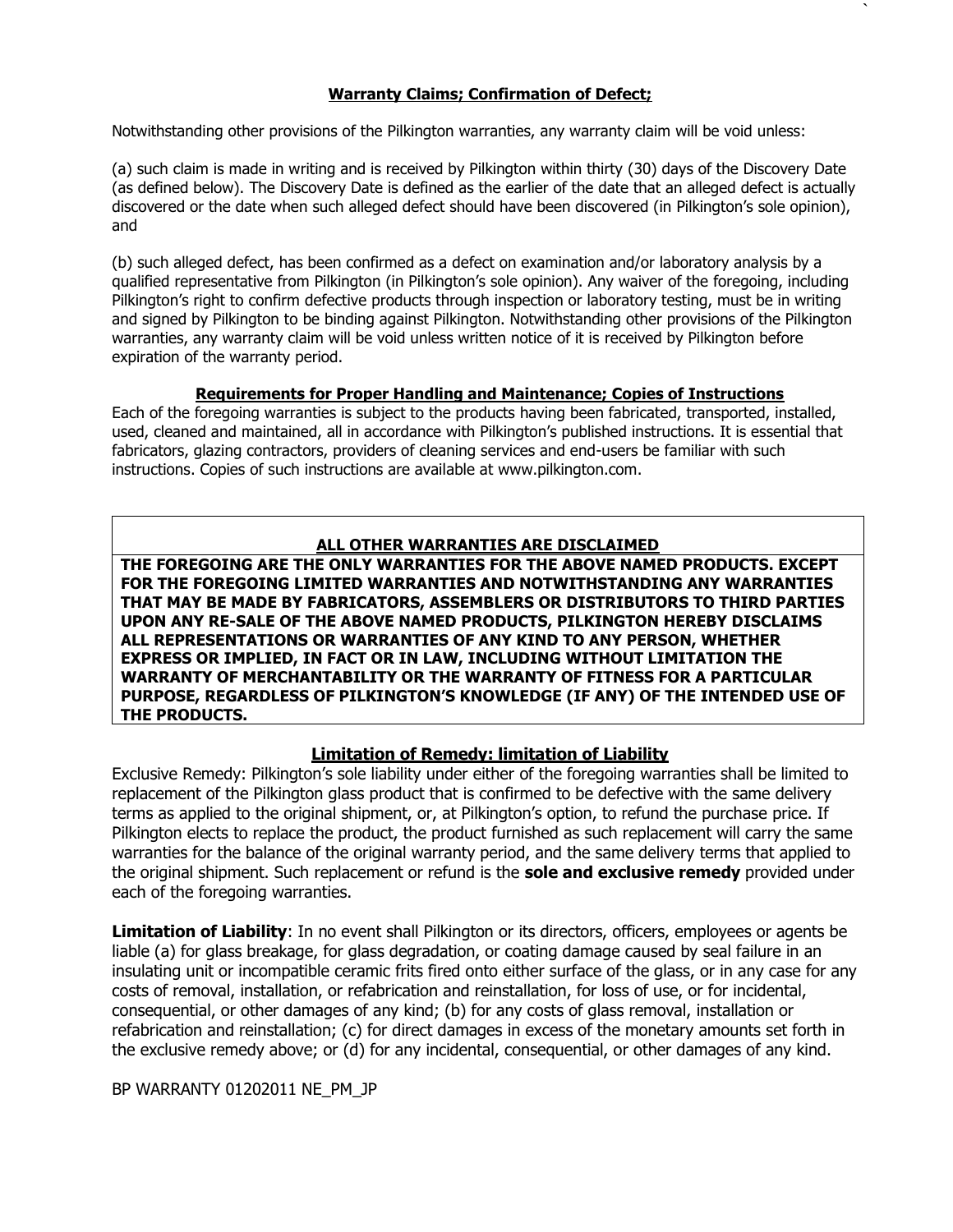## Warranty Claims; Confirmation of Defect;

Notwithstanding other provisions of the Pilkington warranties, any warranty claim will be void unless:

(a) such claim is made in writing and is received by Pilkington within thirty (30) days of the Discovery Date (as defined below). The Discovery Date is defined as the earlier of the date that an alleged defect is actually discovered or the date when such alleged defect should have been discovered (in Pilkington's sole opinion), and

(b) such alleged defect, has been confirmed as a defect on examination and/or laboratory analysis by a qualified representative from Pilkington (in Pilkington's sole opinion). Any waiver of the foregoing, including Pilkington's right to confirm defective products through inspection or laboratory testing, must be in writing and signed by Pilkington to be binding against Pilkington. Notwithstanding other provisions of the Pilkington warranties, any warranty claim will be void unless written notice of it is received by Pilkington before expiration of the warranty period.

## Requirements for Proper Handling and Maintenance; Copies of Instructions

Each of the foregoing warranties is subject to the products having been fabricated, transported, installed, used, cleaned and maintained, all in accordance with Pilkington's published instructions. It is essential that fabricators, glazing contractors, providers of cleaning services and end-users be familiar with such instructions. Copies of such instructions are available at www.pilkington.com.

## ALL OTHER WARRANTIES ARE DISCLAIMED

**THE FOREGOING ARE THE ONLY WARRANTIES FOR THE ABOVE NAMED PRODUCTS. EXCEPT FOR THE FOREGOING LIMITED WARRANTIES AND NOTWITHSTANDING ANY WARRANTIES THAT MAY BE MADE BY FABRICATORS, ASSEMBLERS OR DISTRIBUTORS TO THIRD PARTIES UPON ANY RE-SALE OF THE ABOVE NAMED PRODUCTS, PILKINGTON HEREBY DISCLAIMS ALL REPRESENTATIONS OR WARRANTIES OF ANY KIND TO ANY PERSON, WHETHER EXPRESS OR IMPLIED, IN FACT OR IN LAW, INCLUDING WITHOUT LIMITATION THE WARRANTY OF MERCHANTABILITY OR THE WARRANTY OF FITNESS FOR A PARTICULAR PURPOSE, REGARDLESS OF PILKINGTON'S KNOWLEDGE (IF ANY) OF THE INTENDED USE OF THE PRODUCTS.**

## Limitation of Remedy: limitation of Liability

Exclusive Remedy: Pilkington's sole liability under either of the foregoing warranties shall be limited to replacement of the Pilkington glass product that is confirmed to be defective with the same delivery terms as applied to the original shipment, or, at Pilkington's option, to refund the purchase price. If Pilkington elects to replace the product, the product furnished as such replacement will carry the same warranties for the balance of the original warranty period, and the same delivery terms that applied to the original shipment. Such replacement or refund is the **sole and exclusive remedy** provided under each of the foregoing warranties.

**Limitation of Liability**: In no event shall Pilkington or its directors, officers, employees or agents be liable (a) for glass breakage, for glass degradation, or coating damage caused by seal failure in an insulating unit or incompatible ceramic frits fired onto either surface of the glass, or in any case for any costs of removal, installation, or refabrication and reinstallation, for loss of use, or for incidental, consequential, or other damages of any kind; (b) for any costs of glass removal, installation or refabrication and reinstallation; (c) for direct damages in excess of the monetary amounts set forth in the exclusive remedy above; or (d) for any incidental, consequential, or other damages of any kind.

BP WARRANTY 01202011 NE_PM_JP